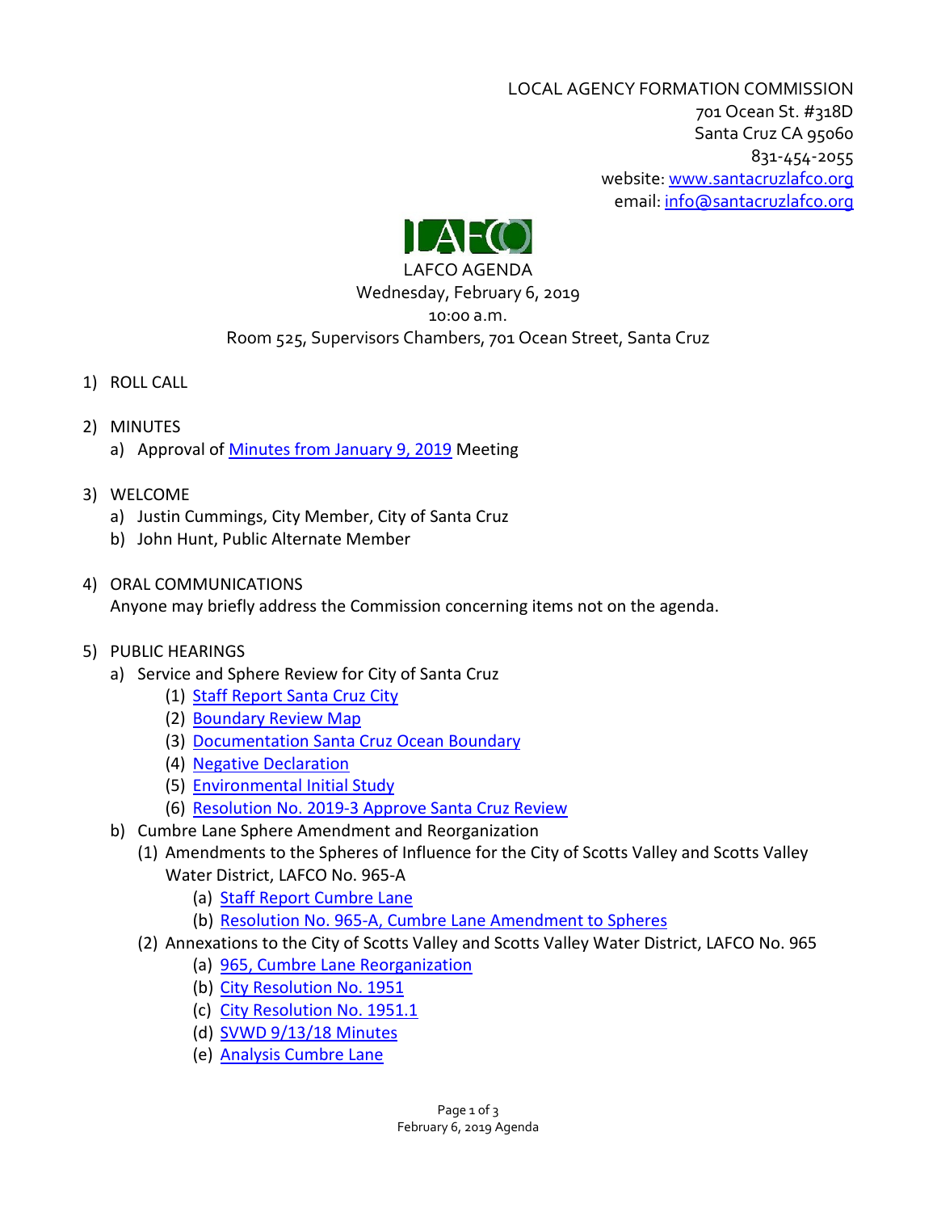LOCAL AGENCY FORMATION COMMISSION
701 Ocean St. #318D
Santa Cruz CA 95060
831-454-2055
website: www.santacruzlafco.org
email: info@santacruzlafco.org

LAFCO

# LAFCO AGENDA

Wednesday, February 6, 2019
10:00 a.m.
Room 525, Supervisors Chambers, 701 Ocean Street, Santa Cruz

1) ROLL CALL

2) MINUTES
   a) Approval of Minutes from January 9, 2019 Meeting

3) WELCOME
   a) Justin Cummings, City Member, City of Santa Cruz
   b) John Hunt, Public Alternate Member

4) ORAL COMMUNICATIONS
   Anyone may briefly address the Commission concerning items not on the agenda.

5) PUBLIC HEARINGS
   a) Service and Sphere Review for City of Santa Cruz
      (1) Staff Report Santa Cruz City
      (2) Boundary Review Map
      (3) Documentation Santa Cruz Ocean Boundary
      (4) Negative Declaration
      (5) Environmental Initial Study
      (6) Resolution No. 2019-3 Approve Santa Cruz Review
   b) Cumbre Lane Sphere Amendment and Reorganization
      (1) Amendments to the Spheres of Influence for the City of Scotts Valley and Scotts Valley Water District, LAFCO No. 965-A
         (a) Staff Report Cumbre Lane
         (b) Resolution No. 965-A, Cumbre Lane Amendment to Spheres
      (2) Annexations to the City of Scotts Valley and Scotts Valley Water District, LAFCO No. 965
         (a) 965, Cumbre Lane Reorganization
         (b) City Resolution No. 1951
         (c) City Resolution No. 1951.1
         (d) SVWD 9/13/18 Minutes
         (e) Analysis Cumbre Lane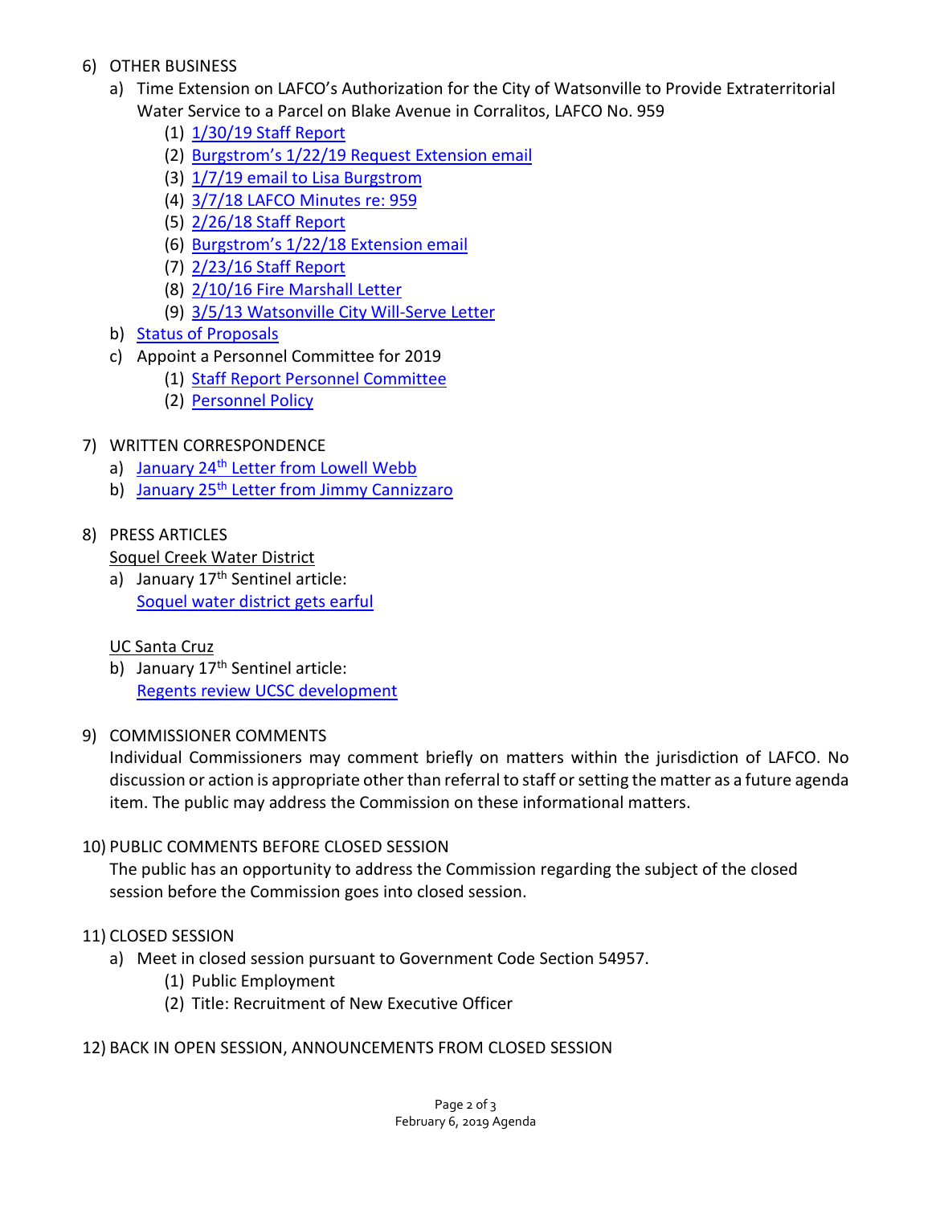6) OTHER BUSINESS
   a) Time Extension on LAFCO's Authorization for the City of Watsonville to Provide Extraterritorial Water Service to a Parcel on Blake Avenue in Corralitos, LAFCO No. 959
      (1) 1/30/19 Staff Report
      (2) Burgstrom's 1/22/19 Request Extension email
      (3) 1/7/19 email to Lisa Burgstrom
      (4) 3/7/18 LAFCO Minutes re: 959
      (5) 2/26/18 Staff Report
      (6) Burgstrom's 1/22/18 Extension email
      (7) 2/23/16 Staff Report
      (8) 2/10/16 Fire Marshall Letter
      (9) 3/5/13 Watsonville City Will-Serve Letter
   b) Status of Proposals
   c) Appoint a Personnel Committee for 2019
      (1) Staff Report Personnel Committee
      (2) Personnel Policy

7) WRITTEN CORRESPONDENCE
   a) January 24th Letter from Lowell Webb
   b) January 25th Letter from Jimmy Cannizzaro

8) PRESS ARTICLES

   Soquel Creek Water District

   a) January 17th Sentinel article:
      Soquel water district gets earful

   UC Santa Cruz

   b) January 17th Sentinel article:
      Regents review UCSC development

9) COMMISSIONER COMMENTS

   Individual Commissioners may comment briefly on matters within the jurisdiction of LAFCO. No discussion or action is appropriate other than referral to staff or setting the matter as a future agenda item. The public may address the Commission on these informational matters.

10) PUBLIC COMMENTS BEFORE CLOSED SESSION

    The public has an opportunity to address the Commission regarding the subject of the closed session before the Commission goes into closed session.

11) CLOSED SESSION
    a) Meet in closed session pursuant to Government Code Section 54957.
       (1) Public Employment
       (2) Title: Recruitment of New Executive Officer

12) BACK IN OPEN SESSION, ANNOUNCEMENTS FROM CLOSED SESSION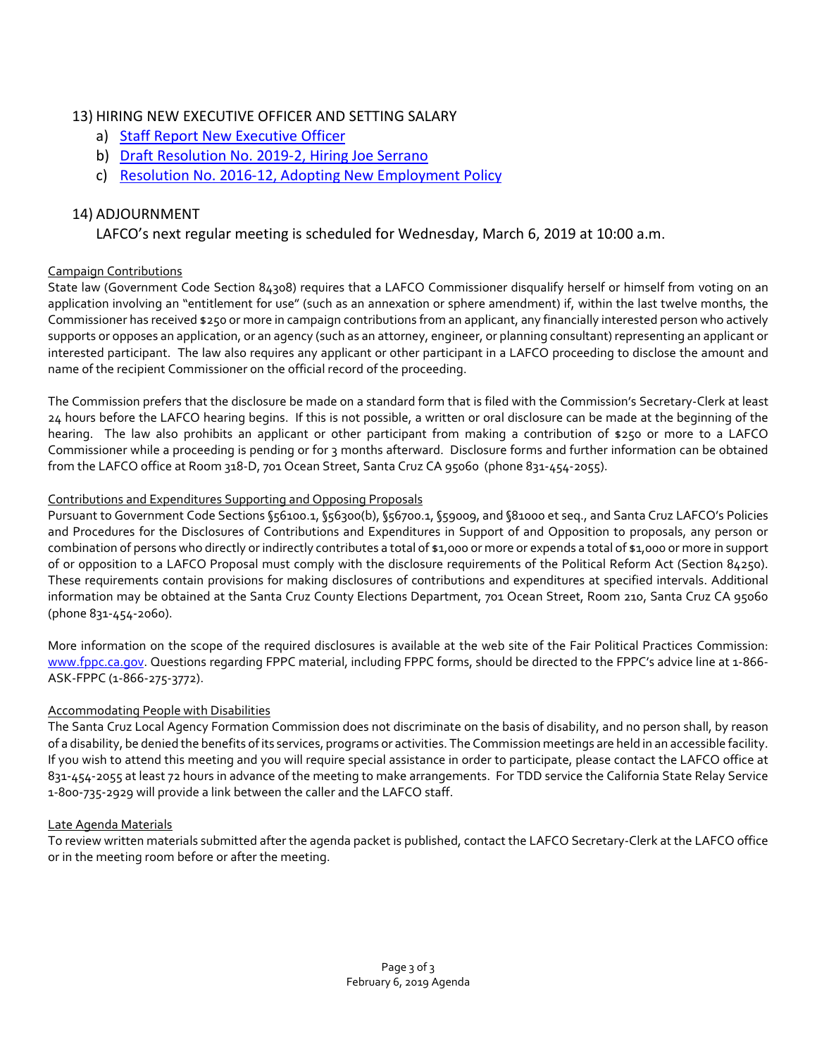## 13) HIRING NEW EXECUTIVE OFFICER AND SETTING SALARY

a) Staff Report New Executive Officer
b) Draft Resolution No. 2019-2, Hiring Joe Serrano
c) Resolution No. 2016-12, Adopting New Employment Policy

## 14) ADJOURNMENT

LAFCO's next regular meeting is scheduled for Wednesday, March 6, 2019 at 10:00 a.m.

Campaign Contributions

State law (Government Code Section 84308) requires that a LAFCO Commissioner disqualify herself or himself from voting on an application involving an "entitlement for use" (such as an annexation or sphere amendment) if, within the last twelve months, the Commissioner has received $250 or more in campaign contributions from an applicant, any financially interested person who actively supports or opposes an application, or an agency (such as an attorney, engineer, or planning consultant) representing an applicant or interested participant. The law also requires any applicant or other participant in a LAFCO proceeding to disclose the amount and name of the recipient Commissioner on the official record of the proceeding.

The Commission prefers that the disclosure be made on a standard form that is filed with the Commission's Secretary-Clerk at least 24 hours before the LAFCO hearing begins. If this is not possible, a written or oral disclosure can be made at the beginning of the hearing. The law also prohibits an applicant or other participant from making a contribution of $250 or more to a LAFCO Commissioner while a proceeding is pending or for 3 months afterward. Disclosure forms and further information can be obtained from the LAFCO office at Room 318-D, 701 Ocean Street, Santa Cruz CA 95060 (phone 831-454-2055).

Contributions and Expenditures Supporting and Opposing Proposals

Pursuant to Government Code Sections §56100.1, §56300(b), §56700.1, §59009, and §81000 et seq., and Santa Cruz LAFCO's Policies and Procedures for the Disclosures of Contributions and Expenditures in Support of and Opposition to proposals, any person or combination of persons who directly or indirectly contributes a total of $1,000 or more or expends a total of $1,000 or more in support of or opposition to a LAFCO Proposal must comply with the disclosure requirements of the Political Reform Act (Section 84250). These requirements contain provisions for making disclosures of contributions and expenditures at specified intervals. Additional information may be obtained at the Santa Cruz County Elections Department, 701 Ocean Street, Room 210, Santa Cruz CA 95060 (phone 831-454-2060).

More information on the scope of the required disclosures is available at the web site of the Fair Political Practices Commission: www.fppc.ca.gov. Questions regarding FPPC material, including FPPC forms, should be directed to the FPPC's advice line at 1-866-ASK-FPPC (1-866-275-3772).

Accommodating People with Disabilities

The Santa Cruz Local Agency Formation Commission does not discriminate on the basis of disability, and no person shall, by reason of a disability, be denied the benefits of its services, programs or activities. The Commission meetings are held in an accessible facility. If you wish to attend this meeting and you will require special assistance in order to participate, please contact the LAFCO office at 831-454-2055 at least 72 hours in advance of the meeting to make arrangements. For TDD service the California State Relay Service 1-800-735-2929 will provide a link between the caller and the LAFCO staff.

Late Agenda Materials

To review written materials submitted after the agenda packet is published, contact the LAFCO Secretary-Clerk at the LAFCO office or in the meeting room before or after the meeting.